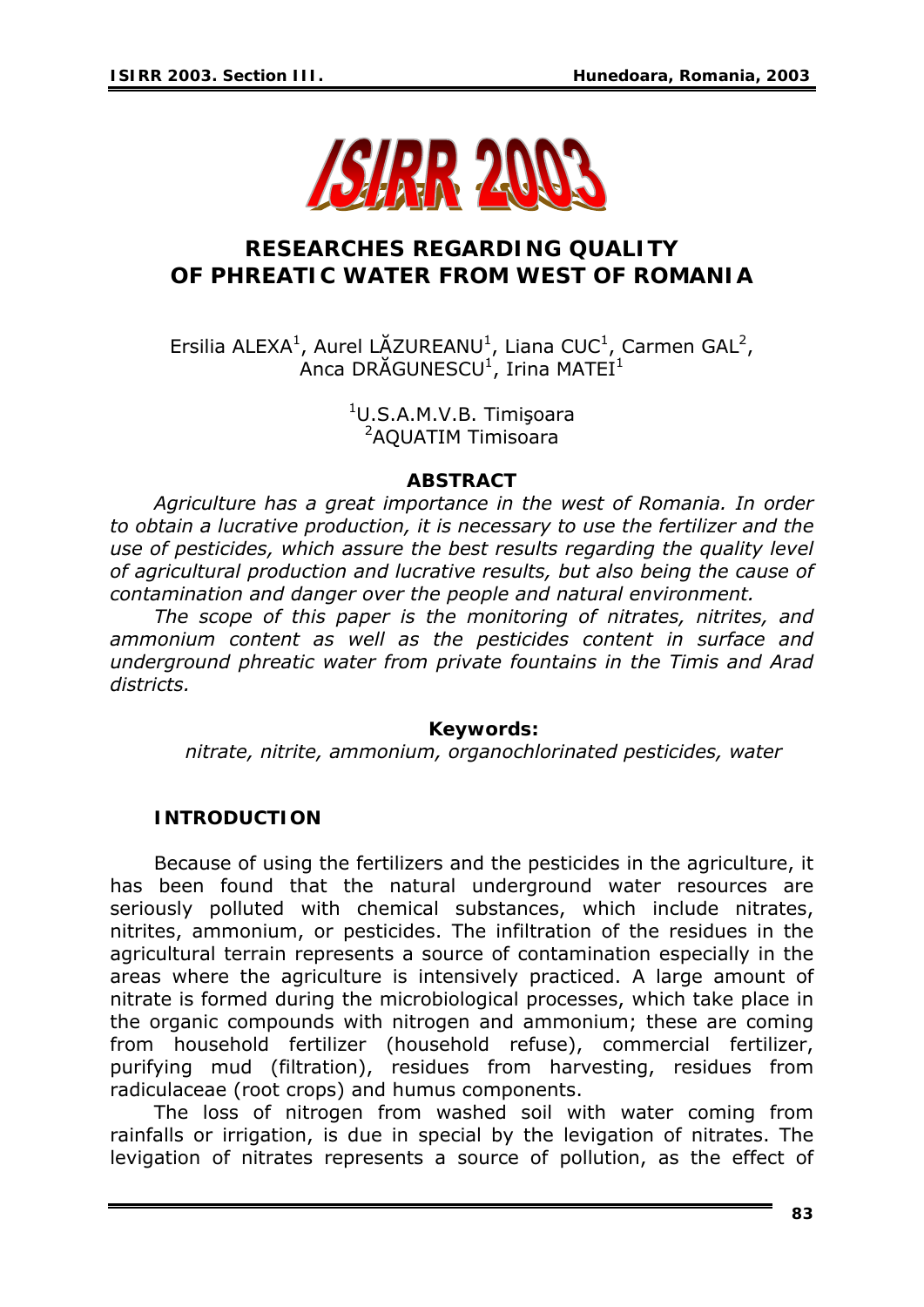# RESEARCHES REGARDING QUALITY OF PHREATIC WATER FROM WEST OF ROMANIA

Ersilia ALEXA[1], Aurel LĂZUREANU[1], Liana CUC[1], Carmen GAL[2], Anca DRĂGUNESCU[1], Irina MATEI[1]

[1]U.S.A.M.V.B. Timişoara
[2]AQUATIM Timisoara

## ABSTRACT

*Agriculture has a great importance in the west of Romania. In order to obtain a lucrative production, it is necessary to use the fertilizer and the use of pesticides, which assure the best results regarding the quality level of agricultural production and lucrative results, but also being the cause of contamination and danger over the people and natural environment.*

*The scope of this paper is the monitoring of nitrates, nitrites, and ammonium content as well as the pesticides content in surface and underground phreatic water from private fountains in the Timis and Arad districts.*

**Keywords:**
*nitrate, nitrite, ammonium, organochlorinated pesticides, water*

## INTRODUCTION

Because of using the fertilizers and the pesticides in the agriculture, it has been found that the natural underground water resources are seriously polluted with chemical substances, which include nitrates, nitrites, ammonium, or pesticides. The infiltration of the residues in the agricultural terrain represents a source of contamination especially in the areas where the agriculture is intensively practiced. A large amount of nitrate is formed during the microbiological processes, which take place in the organic compounds with nitrogen and ammonium; these are coming from household fertilizer (household refuse), commercial fertilizer, purifying mud (filtration), residues from harvesting, residues from radiculaceae (root crops) and humus components.

The loss of nitrogen from washed soil with water coming from rainfalls or irrigation, is due in special by the levigation of nitrates. The levigation of nitrates represents a source of pollution, as the effect of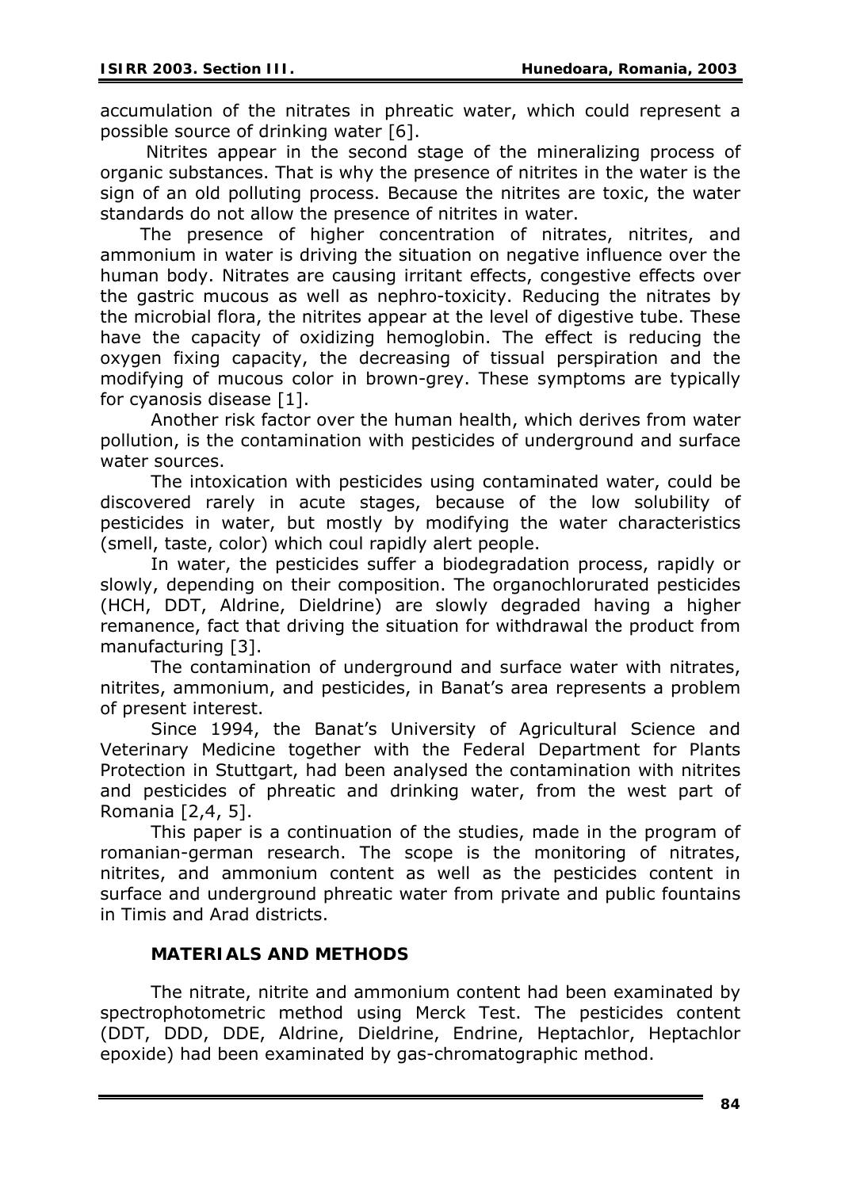accumulation of the nitrates in phreatic water, which could represent a possible source of drinking water [6].

Nitrites appear in the second stage of the mineralizing process of organic substances. That is why the presence of nitrites in the water is the sign of an old polluting process. Because the nitrites are toxic, the water standards do not allow the presence of nitrites in water.

The presence of higher concentration of nitrates, nitrites, and ammonium in water is driving the situation on negative influence over the human body. Nitrates are causing irritant effects, congestive effects over the gastric mucous as well as nephro-toxicity. Reducing the nitrates by the microbial flora, the nitrites appear at the level of digestive tube. These have the capacity of oxidizing hemoglobin. The effect is reducing the oxygen fixing capacity, the decreasing of tissual perspiration and the modifying of mucous color in brown-grey. These symptoms are typically for cyanosis disease [1].

Another risk factor over the human health, which derives from water pollution, is the contamination with pesticides of underground and surface water sources.

The intoxication with pesticides using contaminated water, could be discovered rarely in acute stages, because of the low solubility of pesticides in water, but mostly by modifying the water characteristics (smell, taste, color) which coul rapidly alert people.

In water, the pesticides suffer a biodegradation process, rapidly or slowly, depending on their composition. The organochlorurated pesticides (HCH, DDT, Aldrine, Dieldrine) are slowly degraded having a higher remanence, fact that driving the situation for withdrawal the product from manufacturing [3].

The contamination of underground and surface water with nitrates, nitrites, ammonium, and pesticides, in Banat's area represents a problem of present interest.

Since 1994, the Banat's University of Agricultural Science and Veterinary Medicine together with the Federal Department for Plants Protection in Stuttgart, had been analysed the contamination with nitrites and pesticides of phreatic and drinking water, from the west part of Romania [2,4, 5].

This paper is a continuation of the studies, made in the program of romanian-german research. The scope is the monitoring of nitrates, nitrites, and ammonium content as well as the pesticides content in surface and underground phreatic water from private and public fountains in Timis and Arad districts.

## MATERIALS AND METHODS

The nitrate, nitrite and ammonium content had been examinated by spectrophotometric method using Merck Test. The pesticides content (DDT, DDD, DDE, Aldrine, Dieldrine, Endrine, Heptachlor, Heptachlor epoxide) had been examinated by gas-chromatographic method.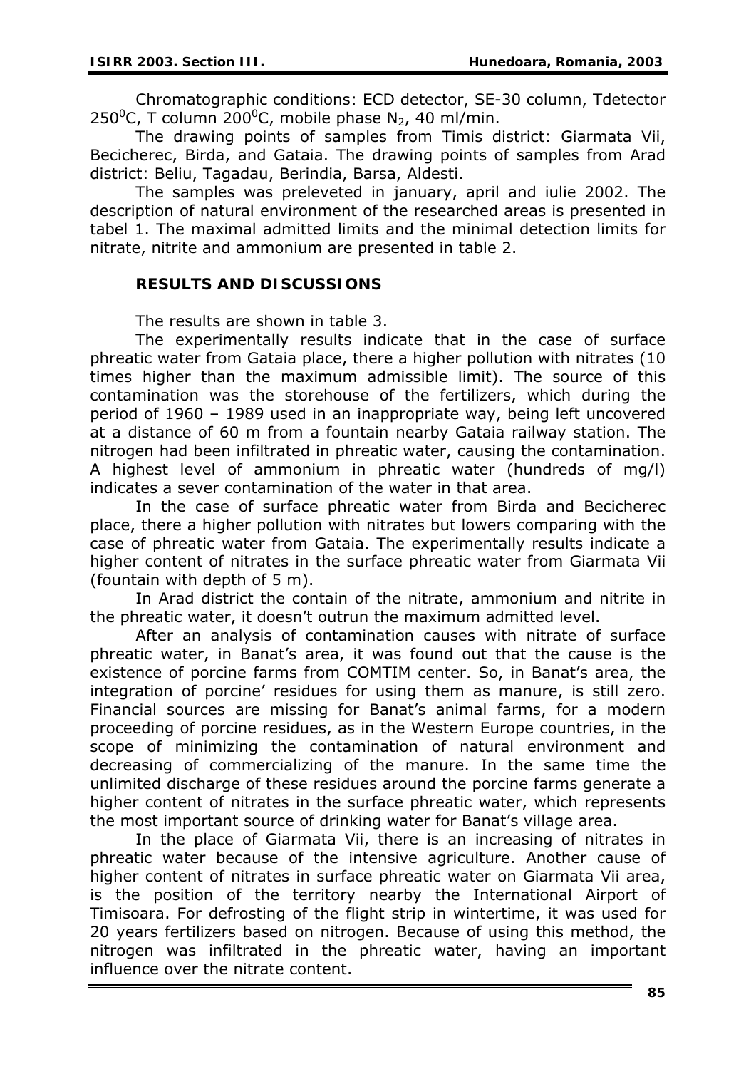Chromatographic conditions: ECD detector, SE-30 column, Tdetector $250^0C$, T column $200^0C$, mobile phase $N_2$, 40 ml/min.

The drawing points of samples from Timis district: Giarmata Vii, Becicherec, Birda, and Gataia. The drawing points of samples from Arad district: Beliu, Tagadau, Berindia, Barsa, Aldesti.

The samples was preleveted in january, april and iulie 2002. The description of natural environment of the researched areas is presented in tabel 1. The maximal admitted limits and the minimal detection limits for nitrate, nitrite and ammonium are presented in table 2.

## RESULTS AND DISCUSSIONS

The results are shown in table 3.

The experimentally results indicate that in the case of surface phreatic water from Gataia place, there a higher pollution with nitrates (10 times higher than the maximum admissible limit). The source of this contamination was the storehouse of the fertilizers, which during the period of 1960 – 1989 used in an inappropriate way, being left uncovered at a distance of 60 m from a fountain nearby Gataia railway station. The nitrogen had been infiltrated in phreatic water, causing the contamination. A highest level of ammonium in phreatic water (hundreds of mg/l) indicates a sever contamination of the water in that area.

In the case of surface phreatic water from Birda and Becicherec place, there a higher pollution with nitrates but lowers comparing with the case of phreatic water from Gataia. The experimentally results indicate a higher content of nitrates in the surface phreatic water from Giarmata Vii (fountain with depth of 5 m).

In Arad district the contain of the nitrate, ammonium and nitrite in the phreatic water, it doesn't outrun the maximum admitted level.

After an analysis of contamination causes with nitrate of surface phreatic water, in Banat's area, it was found out that the cause is the existence of porcine farms from COMTIM center. So, in Banat's area, the integration of porcine' residues for using them as manure, is still zero. Financial sources are missing for Banat's animal farms, for a modern proceeding of porcine residues, as in the Western Europe countries, in the scope of minimizing the contamination of natural environment and decreasing of commercializing of the manure. In the same time the unlimited discharge of these residues around the porcine farms generate a higher content of nitrates in the surface phreatic water, which represents the most important source of drinking water for Banat's village area.

In the place of Giarmata Vii, there is an increasing of nitrates in phreatic water because of the intensive agriculture. Another cause of higher content of nitrates in surface phreatic water on Giarmata Vii area, is the position of the territory nearby the International Airport of Timisoara. For defrosting of the flight strip in wintertime, it was used for 20 years fertilizers based on nitrogen. Because of using this method, the nitrogen was infiltrated in the phreatic water, having an important influence over the nitrate content.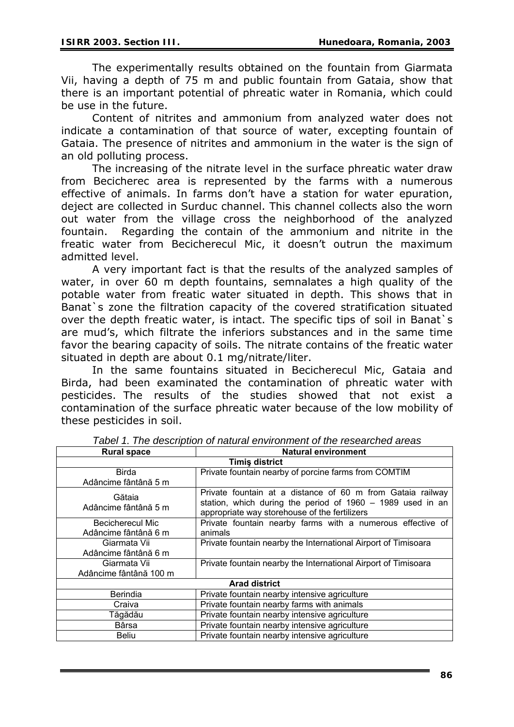The experimentally results obtained on the fountain from Giarmata Vii, having a depth of 75 m and public fountain from Gataia, show that there is an important potential of phreatic water in Romania, which could be use in the future.

Content of nitrites and ammonium from analyzed water does not indicate a contamination of that source of water, excepting fountain of Gataia. The presence of nitrites and ammonium in the water is the sign of an old polluting process.

The increasing of the nitrate level in the surface phreatic water draw from Becicherec area is represented by the farms with a numerous effective of animals. In farms don't have a station for water epuration, deject are collected in Surduc channel. This channel collects also the worn out water from the village cross the neighborhood of the analyzed fountain. Regarding the contain of the ammonium and nitrite in the freatic water from Becicherecul Mic, it doesn't outrun the maximum admitted level.

A very important fact is that the results of the analyzed samples of water, in over 60 m depth fountains, semnalates a high quality of the potable water from freatic water situated in depth. This shows that in Banat`s zone the filtration capacity of the covered stratification situated over the depth freatic water, is intact. The specific tips of soil in Banat`s are mud's, which filtrate the inferiors substances and in the same time favor the bearing capacity of soils. The nitrate contains of the freatic water situated in depth are about 0.1 mg/nitrate/liter.

In the same fountains situated in Becicherecul Mic, Gataia and Birda, had been examinated the contamination of phreatic water with pesticides. The results of the studies showed that not exist a contamination of the surface phreatic water because of the low mobility of these pesticides in soil.

*Tabel 1. The description of natural environment of the researched areas*

| Rural space | Natural environment |
|---|---|
| **Timiş district** | |
| Birda<br>Adâncime fântână 5 m | Private fountain nearby of porcine farms from COMTIM |
| Gătaia<br>Adâncime fântână 5 m | Private fountain at a distance of 60 m from Gataia railway station, which during the period of 1960 – 1989 used in an appropriate way storehouse of the fertilizers |
| Becicherecul Mic<br>Adâncime fântână 6 m | Private fountain nearby farms with a numerous effective of animals |
| Giarmata Vii<br>Adâncime fântână 6 m | Private fountain nearby the International Airport of Timisoara |
| Giarmata Vii<br>Adâncime fântână 100 m | Private fountain nearby the International Airport of Timisoara |
| **Arad district** | |
| Berindia | Private fountain nearby intensive agriculture |
| Craiva | Private fountain nearby farms with animals |
| Tăgădău | Private fountain nearby intensive agriculture |
| Bârsa | Private fountain nearby intensive agriculture |
| Beliu | Private fountain nearby intensive agriculture |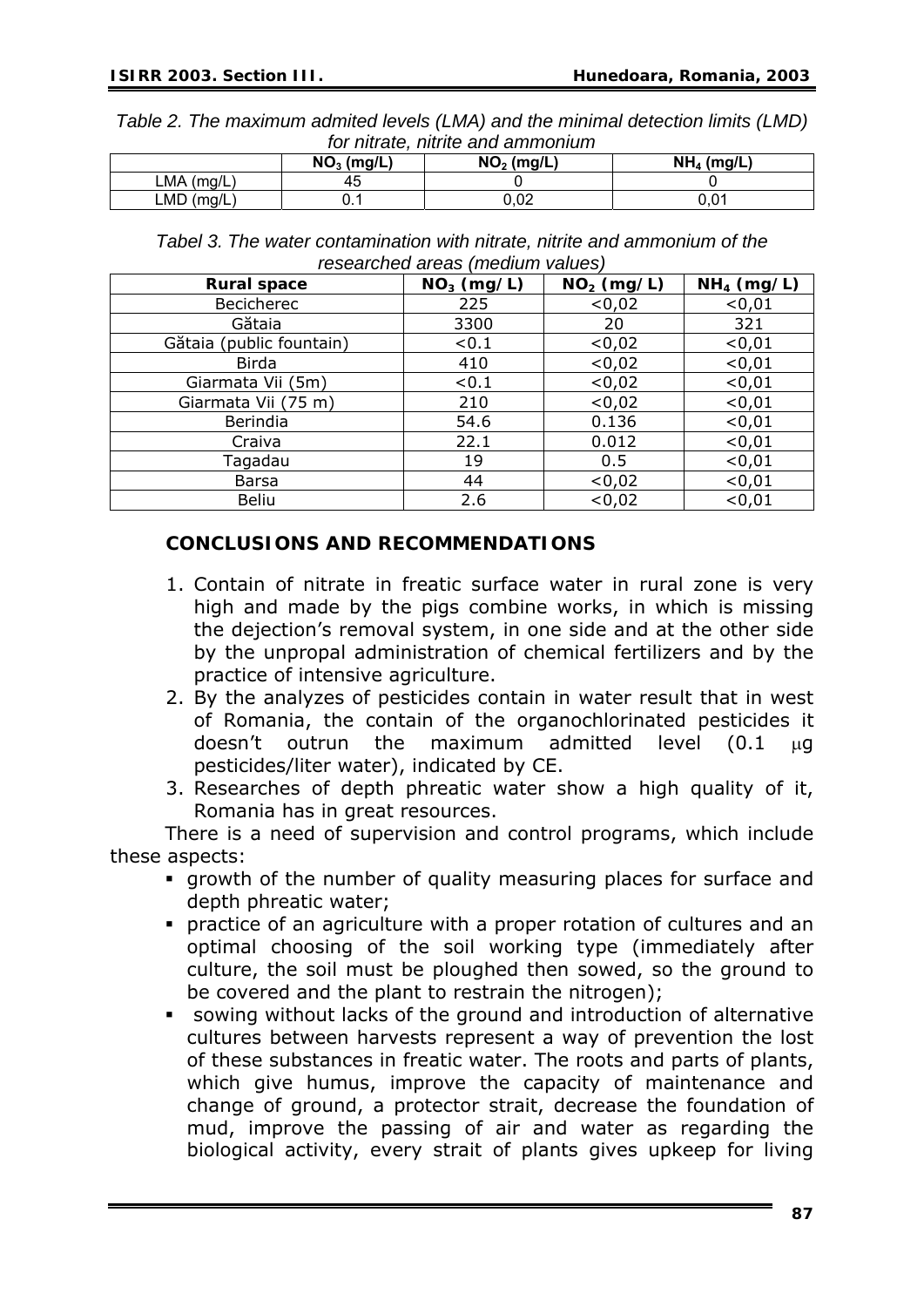*Table 2. The maximum admited levels (LMA) and the minimal detection limits (LMD) for nitrate, nitrite and ammonium*

| | $NO_3$ (mg/L) | $NO_2$ (mg/L) | $NH_4$ (mg/L) |
|---|---|---|---|
| LMA (mg/L) | 45 | 0 | 0 |
| LMD (mg/L) | 0.1 | 0,02 | 0,01 |

*Tabel 3. The water contamination with nitrate, nitrite and ammonium of the researched areas (medium values)*

| **Rural space** | **$NO_3$ (mg/L)** | **$NO_2$ (mg/L)** | **$NH_4$ (mg/L)** |
|---|---|---|---|
| Becicherec | 225 | <0,02 | <0,01 |
| Gătaia | 3300 | 20 | 321 |
| Gătaia (public fountain) | <0.1 | <0,02 | <0,01 |
| Birda | 410 | <0,02 | <0,01 |
| Giarmata Vii (5m) | <0.1 | <0,02 | <0,01 |
| Giarmata Vii (75 m) | 210 | <0,02 | <0,01 |
| Berindia | 54.6 | 0.136 | <0,01 |
| Craiva | 22.1 | 0.012 | <0,01 |
| Tagadau | 19 | 0.5 | <0,01 |
| Barsa | 44 | <0,02 | <0,01 |
| Beliu | 2.6 | <0,02 | <0,01 |

## CONCLUSIONS AND RECOMMENDATIONS

1. Contain of nitrate in freatic surface water in rural zone is very high and made by the pigs combine works, in which is missing the dejection's removal system, in one side and at the other side by the unpropal administration of chemical fertilizers and by the practice of intensive agriculture.
2. By the analyzes of pesticides contain in water result that in west of Romania, the contain of the organochlorinated pesticides it doesn't outrun the maximum admitted level (0.1 μg pesticides/liter water), indicated by CE.
3. Researches of depth phreatic water show a high quality of it, Romania has in great resources.

There is a need of supervision and control programs, which include these aspects:

- growth of the number of quality measuring places for surface and depth phreatic water;
- practice of an agriculture with a proper rotation of cultures and an optimal choosing of the soil working type (immediately after culture, the soil must be ploughed then sowed, so the ground to be covered and the plant to restrain the nitrogen);
- sowing without lacks of the ground and introduction of alternative cultures between harvests represent a way of prevention the lost of these substances in freatic water. The roots and parts of plants, which give humus, improve the capacity of maintenance and change of ground, a protector strait, decrease the foundation of mud, improve the passing of air and water as regarding the biological activity, every strait of plants gives upkeep for living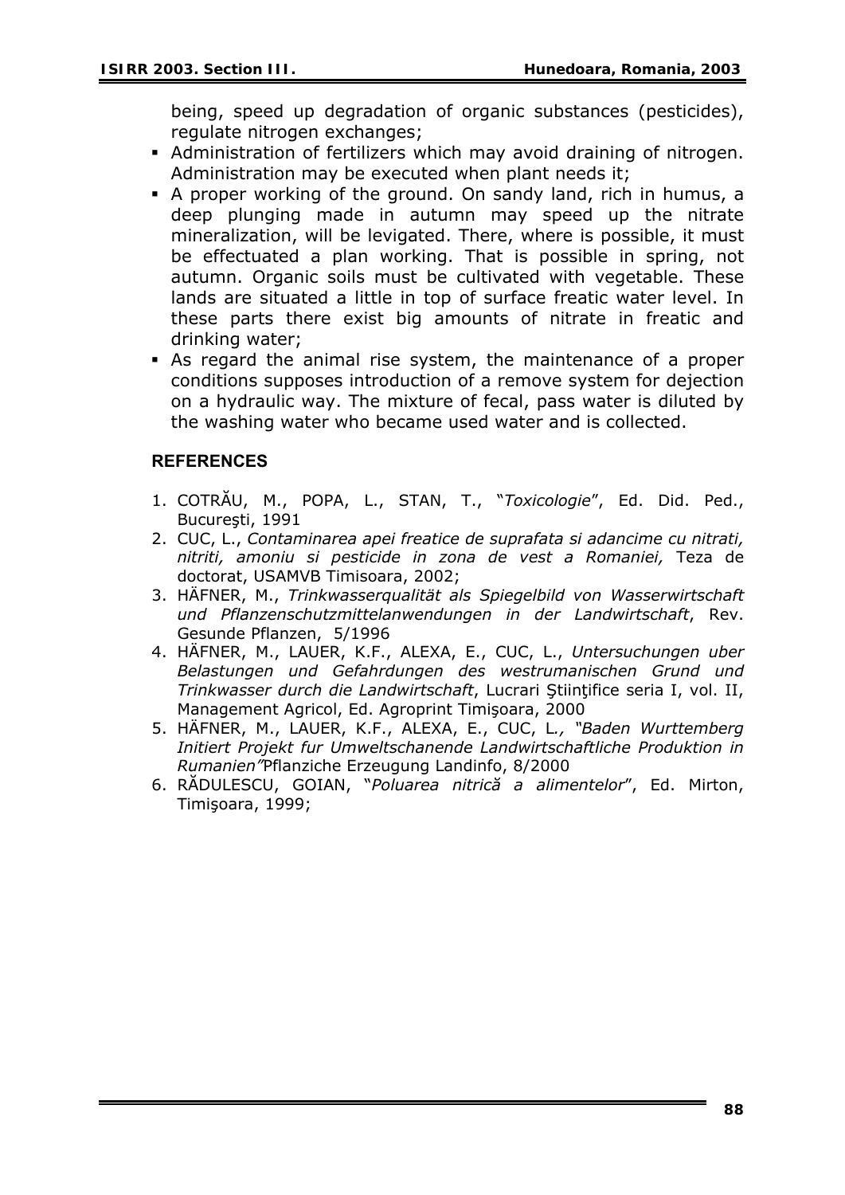being, speed up degradation of organic substances (pesticides), regulate nitrogen exchanges;

- Administration of fertilizers which may avoid draining of nitrogen. Administration may be executed when plant needs it;
- A proper working of the ground. On sandy land, rich in humus, a deep plunging made in autumn may speed up the nitrate mineralization, will be levigated. There, where is possible, it must be effectuated a plan working. That is possible in spring, not autumn. Organic soils must be cultivated with vegetable. These lands are situated a little in top of surface freatic water level. In these parts there exist big amounts of nitrate in freatic and drinking water;
- As regard the animal rise system, the maintenance of a proper conditions supposes introduction of a remove system for dejection on a hydraulic way. The mixture of fecal, pass water is diluted by the washing water who became used water and is collected.

## REFERENCES

1. COTRĂU, M., POPA, L., STAN, T., "*Toxicologie*", Ed. Did. Ped., Bucureşti, 1991
2. CUC, L., *Contaminarea apei freatice de suprafata si adancime cu nitrati, nitriti, amoniu si pesticide in zona de vest a Romaniei,* Teza de doctorat, USAMVB Timisoara, 2002;
3. HÄFNER, M., *Trinkwasserqualität als Spiegelbild von Wasserwirtschaft und Pflanzenschutzmittelanwendungen in der Landwirtschaft*, Rev. Gesunde Pflanzen, 5/1996
4. HÄFNER, M., LAUER, K.F., ALEXA, E., CUC, L., *Untersuchungen uber Belastungen und Gefahrdungen des westrumanischen Grund und Trinkwasser durch die Landwirtschaft*, Lucrari Ştiinţifice seria I, vol. II, Management Agricol, Ed. Agroprint Timişoara, 2000
5. HÄFNER, M., LAUER, K.F., ALEXA, E., CUC, L*., "Baden Wurttemberg Initiert Projekt fur Umweltschanende Landwirtschaftliche Produktion in Rumanien"*Pflanziche Erzeugung Landinfo, 8/2000
6. RĂDULESCU, GOIAN, "*Poluarea nitrică a alimentelor*", Ed. Mirton, Timişoara, 1999;